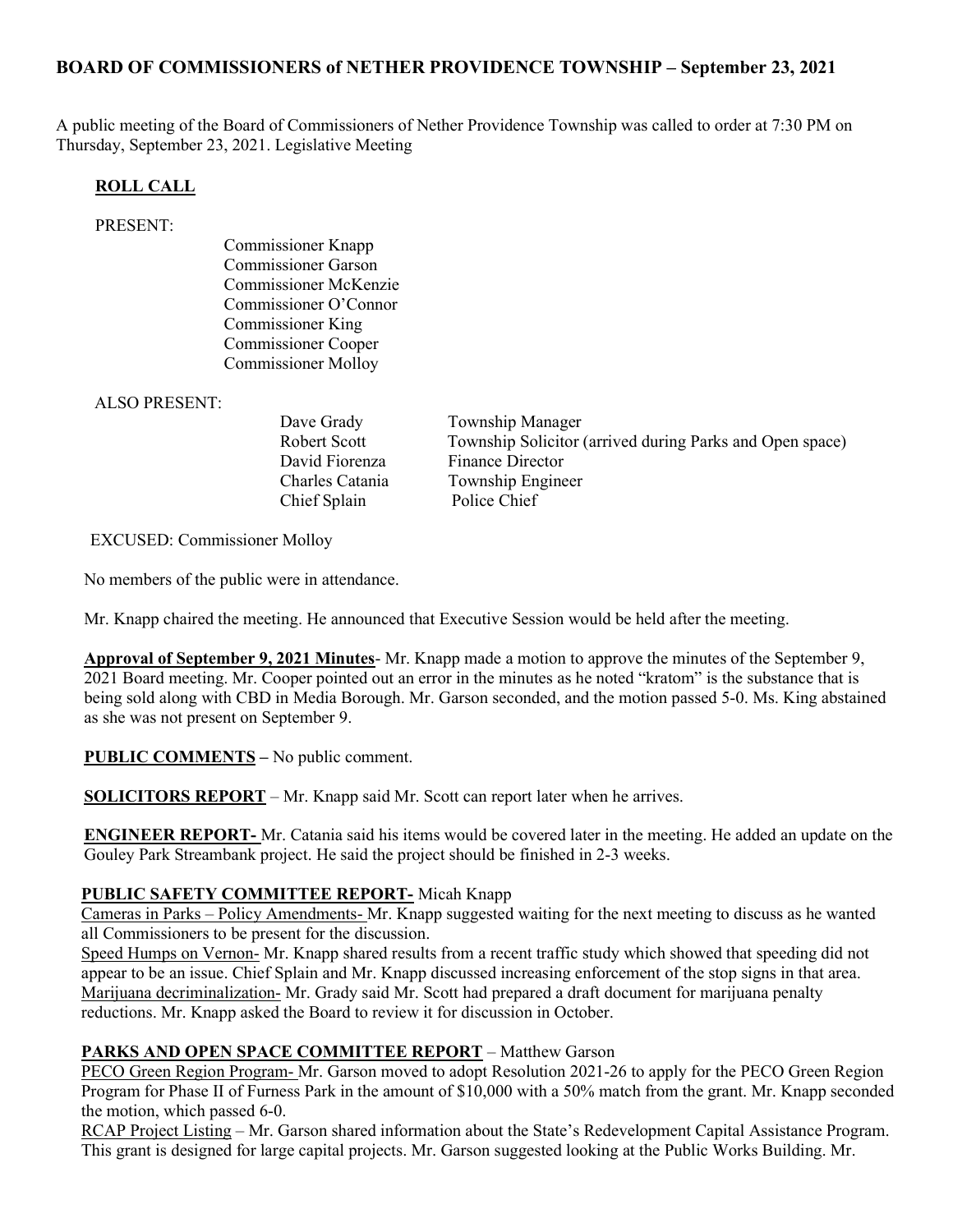## BOARD OF COMMISSIONERS of NETHER PROVIDENCE TOWNSHIP – September 23, 2021

A public meeting of the Board of Commissioners of Nether Providence Township was called to order at 7:30 PM on Thursday, September 23, 2021. Legislative Meeting

### ROLL CALL

PRESENT:

Commissioner Knapp
Commissioner Garson
Commissioner McKenzie
Commissioner O'Connor
Commissioner King
Commissioner Cooper
Commissioner Molloy

ALSO PRESENT:

| | |
|---|---|
| Dave Grady | Township Manager |
| Robert Scott | Township Solicitor (arrived during Parks and Open space) |
| David Fiorenza | Finance Director |
| Charles Catania | Township Engineer |
| Chief Splain | Police Chief |

EXCUSED: Commissioner Molloy

No members of the public were in attendance.

Mr. Knapp chaired the meeting. He announced that Executive Session would be held after the meeting.

**Approval of September 9, 2021 Minutes**- Mr. Knapp made a motion to approve the minutes of the September 9, 2021 Board meeting. Mr. Cooper pointed out an error in the minutes as he noted "kratom" is the substance that is being sold along with CBD in Media Borough. Mr. Garson seconded, and the motion passed 5-0. Ms. King abstained as she was not present on September 9.

**PUBLIC COMMENTS** – No public comment.

**SOLICITORS REPORT** – Mr. Knapp said Mr. Scott can report later when he arrives.

**ENGINEER REPORT-** Mr. Catania said his items would be covered later in the meeting. He added an update on the Gouley Park Streambank project. He said the project should be finished in 2-3 weeks.

**PUBLIC SAFETY COMMITTEE REPORT-** Micah Knapp

Cameras in Parks – Policy Amendments- Mr. Knapp suggested waiting for the next meeting to discuss as he wanted all Commissioners to be present for the discussion.

Speed Humps on Vernon- Mr. Knapp shared results from a recent traffic study which showed that speeding did not appear to be an issue. Chief Splain and Mr. Knapp discussed increasing enforcement of the stop signs in that area.

Marijuana decriminalization- Mr. Grady said Mr. Scott had prepared a draft document for marijuana penalty reductions. Mr. Knapp asked the Board to review it for discussion in October.

**PARKS AND OPEN SPACE COMMITTEE REPORT** – Matthew Garson

PECO Green Region Program- Mr. Garson moved to adopt Resolution 2021-26 to apply for the PECO Green Region Program for Phase II of Furness Park in the amount of $10,000 with a 50% match from the grant. Mr. Knapp seconded the motion, which passed 6-0.

RCAP Project Listing – Mr. Garson shared information about the State's Redevelopment Capital Assistance Program. This grant is designed for large capital projects. Mr. Garson suggested looking at the Public Works Building. Mr.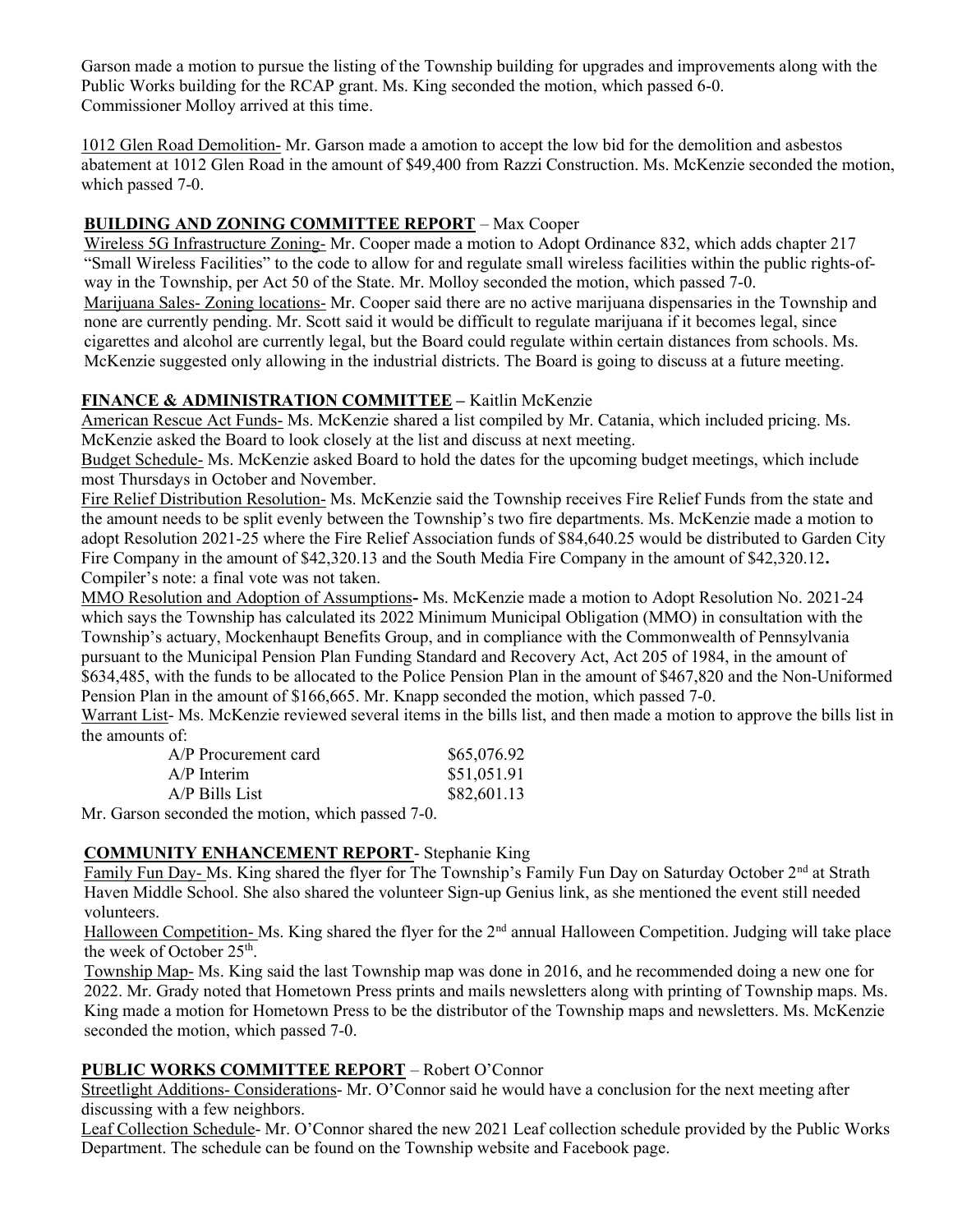Garson made a motion to pursue the listing of the Township building for upgrades and improvements along with the Public Works building for the RCAP grant. Ms. King seconded the motion, which passed 6-0.
Commissioner Molloy arrived at this time.

1012 Glen Road Demolition- Mr. Garson made a amotion to accept the low bid for the demolition and asbestos abatement at 1012 Glen Road in the amount of $49,400 from Razzi Construction. Ms. McKenzie seconded the motion, which passed 7-0.

**BUILDING AND ZONING COMMITTEE REPORT** – Max Cooper

Wireless 5G Infrastructure Zoning- Mr. Cooper made a motion to Adopt Ordinance 832, which adds chapter 217 "Small Wireless Facilities" to the code to allow for and regulate small wireless facilities within the public rights-of-way in the Township, per Act 50 of the State. Mr. Molloy seconded the motion, which passed 7-0.

Marijuana Sales- Zoning locations- Mr. Cooper said there are no active marijuana dispensaries in the Township and none are currently pending. Mr. Scott said it would be difficult to regulate marijuana if it becomes legal, since cigarettes and alcohol are currently legal, but the Board could regulate within certain distances from schools. Ms. McKenzie suggested only allowing in the industrial districts. The Board is going to discuss at a future meeting.

**FINANCE & ADMINISTRATION COMMITTEE –** Kaitlin McKenzie

American Rescue Act Funds- Ms. McKenzie shared a list compiled by Mr. Catania, which included pricing. Ms. McKenzie asked the Board to look closely at the list and discuss at next meeting.

Budget Schedule- Ms. McKenzie asked Board to hold the dates for the upcoming budget meetings, which include most Thursdays in October and November.

Fire Relief Distribution Resolution- Ms. McKenzie said the Township receives Fire Relief Funds from the state and the amount needs to be split evenly between the Township's two fire departments. Ms. McKenzie made a motion to adopt Resolution 2021-25 where the Fire Relief Association funds of $84,640.25 would be distributed to Garden City Fire Company in the amount of $42,320.13 and the South Media Fire Company in the amount of $42,320.12**.**
Compiler's note: a final vote was not taken.

MMO Resolution and Adoption of Assumptions**-** Ms. McKenzie made a motion to Adopt Resolution No. 2021-24 which says the Township has calculated its 2022 Minimum Municipal Obligation (MMO) in consultation with the Township's actuary, Mockenhaupt Benefits Group, and in compliance with the Commonwealth of Pennsylvania pursuant to the Municipal Pension Plan Funding Standard and Recovery Act, Act 205 of 1984, in the amount of $634,485, with the funds to be allocated to the Police Pension Plan in the amount of $467,820 and the Non-Uniformed Pension Plan in the amount of $166,665. Mr. Knapp seconded the motion, which passed 7-0.

Warrant List- Ms. McKenzie reviewed several items in the bills list, and then made a motion to approve the bills list in the amounts of:

| | |
|---|---|
| A/P Procurement card | $65,076.92 |
| A/P Interim | $51,051.91 |
| A/P Bills List | $82,601.13 |

Mr. Garson seconded the motion, which passed 7-0.

**COMMUNITY ENHANCEMENT REPORT**- Stephanie King

Family Fun Day- Ms. King shared the flyer for The Township's Family Fun Day on Saturday October 2nd at Strath Haven Middle School. She also shared the volunteer Sign-up Genius link, as she mentioned the event still needed volunteers.

Halloween Competition- Ms. King shared the flyer for the 2nd annual Halloween Competition. Judging will take place the week of October 25th.

Township Map- Ms. King said the last Township map was done in 2016, and he recommended doing a new one for 2022. Mr. Grady noted that Hometown Press prints and mails newsletters along with printing of Township maps. Ms. King made a motion for Hometown Press to be the distributor of the Township maps and newsletters. Ms. McKenzie seconded the motion, which passed 7-0.

**PUBLIC WORKS COMMITTEE REPORT** – Robert O'Connor

Streetlight Additions- Considerations- Mr. O'Connor said he would have a conclusion for the next meeting after discussing with a few neighbors.

Leaf Collection Schedule- Mr. O'Connor shared the new 2021 Leaf collection schedule provided by the Public Works Department. The schedule can be found on the Township website and Facebook page.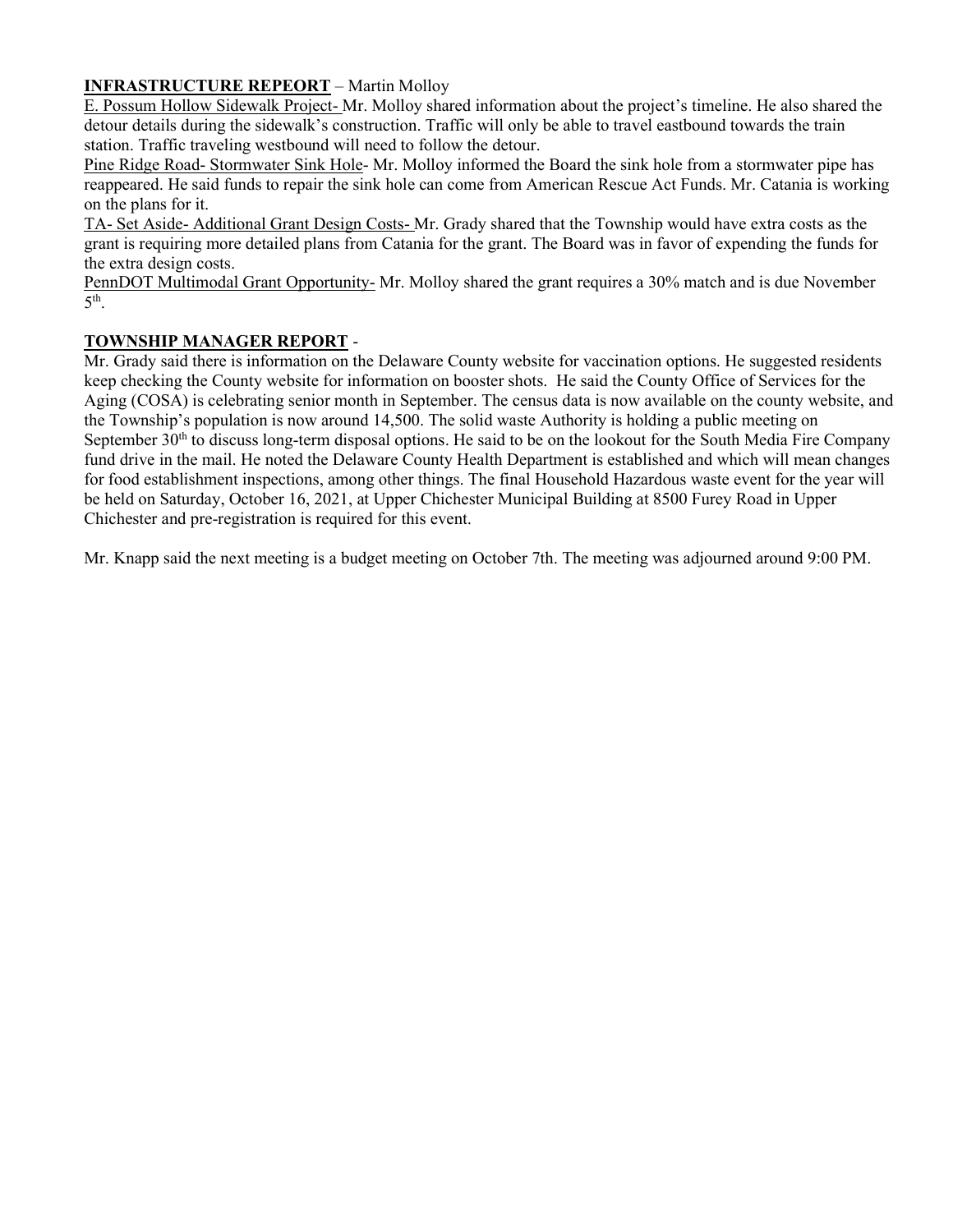**INFRASTRUCTURE REPEORT** – Martin Molloy

E. Possum Hollow Sidewalk Project- Mr. Molloy shared information about the project's timeline. He also shared the detour details during the sidewalk's construction. Traffic will only be able to travel eastbound towards the train station. Traffic traveling westbound will need to follow the detour.

Pine Ridge Road- Stormwater Sink Hole- Mr. Molloy informed the Board the sink hole from a stormwater pipe has reappeared. He said funds to repair the sink hole can come from American Rescue Act Funds. Mr. Catania is working on the plans for it.

TA- Set Aside- Additional Grant Design Costs- Mr. Grady shared that the Township would have extra costs as the grant is requiring more detailed plans from Catania for the grant. The Board was in favor of expending the funds for the extra design costs.

PennDOT Multimodal Grant Opportunity- Mr. Molloy shared the grant requires a 30% match and is due November 5th.

**TOWNSHIP MANAGER REPORT** -

Mr. Grady said there is information on the Delaware County website for vaccination options. He suggested residents keep checking the County website for information on booster shots. He said the County Office of Services for the Aging (COSA) is celebrating senior month in September. The census data is now available on the county website, and the Township's population is now around 14,500. The solid waste Authority is holding a public meeting on September 30th to discuss long-term disposal options. He said to be on the lookout for the South Media Fire Company fund drive in the mail. He noted the Delaware County Health Department is established and which will mean changes for food establishment inspections, among other things. The final Household Hazardous waste event for the year will be held on Saturday, October 16, 2021, at Upper Chichester Municipal Building at 8500 Furey Road in Upper Chichester and pre-registration is required for this event.

Mr. Knapp said the next meeting is a budget meeting on October 7th. The meeting was adjourned around 9:00 PM.